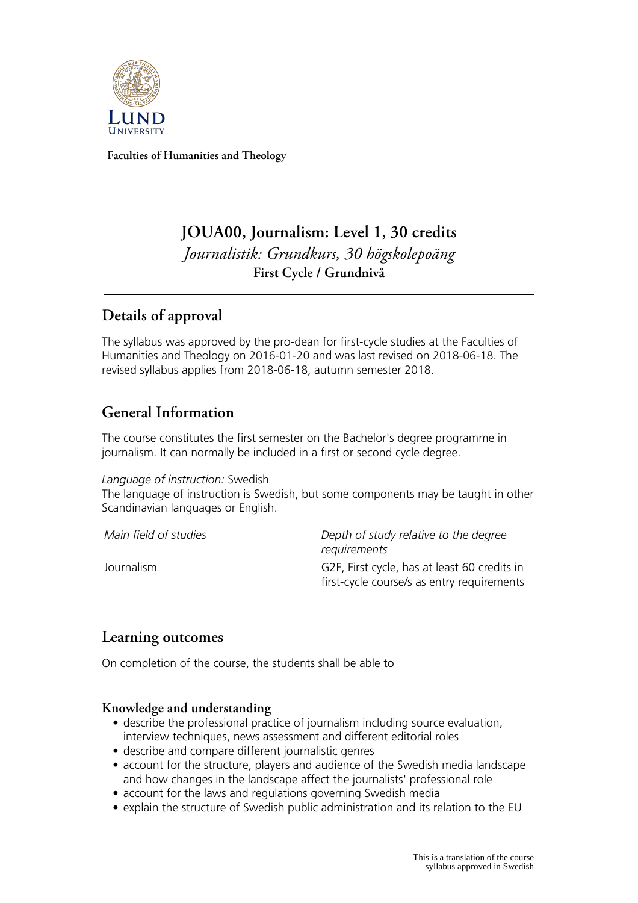Lund University

**Faculties of Humanities and Theology**

# JOUA00, Journalism: Level 1, 30 credits

*Journalistik: Grundkurs, 30 högskolepoäng*

**First Cycle / Grundnivå**

## Details of approval

The syllabus was approved by the pro-dean for first-cycle studies at the Faculties of Humanities and Theology on 2016-01-20 and was last revised on 2018-06-18. The revised syllabus applies from 2018-06-18, autumn semester 2018.

## General Information

The course constitutes the first semester on the Bachelor's degree programme in journalism. It can normally be included in a first or second cycle degree.

*Language of instruction:* Swedish
The language of instruction is Swedish, but some components may be taught in other Scandinavian languages or English.

| *Main field of studies* | *Depth of study relative to the degree requirements* |
| --- | --- |
| Journalism | G2F, First cycle, has at least 60 credits in first-cycle course/s as entry requirements |

## Learning outcomes

On completion of the course, the students shall be able to

### Knowledge and understanding

- describe the professional practice of journalism including source evaluation, interview techniques, news assessment and different editorial roles
- describe and compare different journalistic genres
- account for the structure, players and audience of the Swedish media landscape and how changes in the landscape affect the journalists' professional role
- account for the laws and regulations governing Swedish media
- explain the structure of Swedish public administration and its relation to the EU

This is a translation of the course syllabus approved in Swedish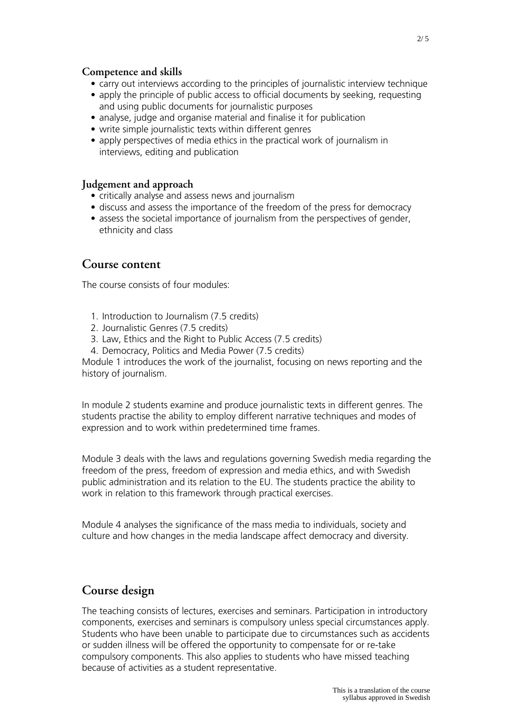### Competence and skills

- carry out interviews according to the principles of journalistic interview technique
- apply the principle of public access to official documents by seeking, requesting and using public documents for journalistic purposes
- analyse, judge and organise material and finalise it for publication
- write simple journalistic texts within different genres
- apply perspectives of media ethics in the practical work of journalism in interviews, editing and publication

### Judgement and approach

- critically analyse and assess news and journalism
- discuss and assess the importance of the freedom of the press for democracy
- assess the societal importance of journalism from the perspectives of gender, ethnicity and class

## Course content

The course consists of four modules:

1. Introduction to Journalism (7.5 credits)
2. Journalistic Genres (7.5 credits)
3. Law, Ethics and the Right to Public Access (7.5 credits)
4. Democracy, Politics and Media Power (7.5 credits)

Module 1 introduces the work of the journalist, focusing on news reporting and the history of journalism.

In module 2 students examine and produce journalistic texts in different genres. The students practise the ability to employ different narrative techniques and modes of expression and to work within predetermined time frames.

Module 3 deals with the laws and regulations governing Swedish media regarding the freedom of the press, freedom of expression and media ethics, and with Swedish public administration and its relation to the EU. The students practice the ability to work in relation to this framework through practical exercises.

Module 4 analyses the significance of the mass media to individuals, society and culture and how changes in the media landscape affect democracy and diversity.

## Course design

The teaching consists of lectures, exercises and seminars. Participation in introductory components, exercises and seminars is compulsory unless special circumstances apply. Students who have been unable to participate due to circumstances such as accidents or sudden illness will be offered the opportunity to compensate for or re-take compulsory components. This also applies to students who have missed teaching because of activities as a student representative.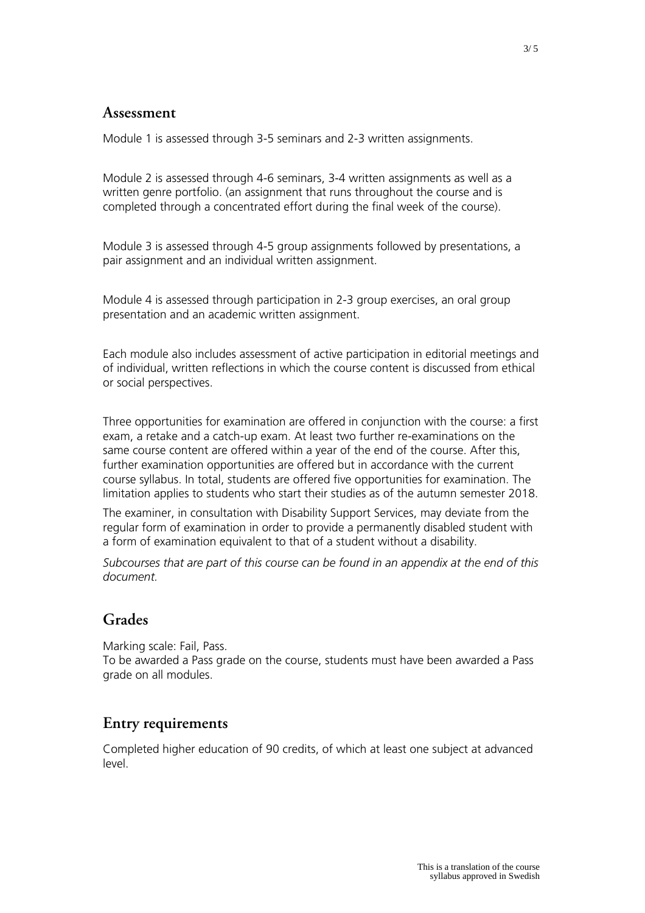## Assessment

Module 1 is assessed through 3-5 seminars and 2-3 written assignments.

Module 2 is assessed through 4-6 seminars, 3-4 written assignments as well as a written genre portfolio. (an assignment that runs throughout the course and is completed through a concentrated effort during the final week of the course).

Module 3 is assessed through 4-5 group assignments followed by presentations, a pair assignment and an individual written assignment.

Module 4 is assessed through participation in 2-3 group exercises, an oral group presentation and an academic written assignment.

Each module also includes assessment of active participation in editorial meetings and of individual, written reflections in which the course content is discussed from ethical or social perspectives.

Three opportunities for examination are offered in conjunction with the course: a first exam, a retake and a catch-up exam. At least two further re-examinations on the same course content are offered within a year of the end of the course. After this, further examination opportunities are offered but in accordance with the current course syllabus. In total, students are offered five opportunities for examination. The limitation applies to students who start their studies as of the autumn semester 2018.

The examiner, in consultation with Disability Support Services, may deviate from the regular form of examination in order to provide a permanently disabled student with a form of examination equivalent to that of a student without a disability.

*Subcourses that are part of this course can be found in an appendix at the end of this document.*

## Grades

Marking scale: Fail, Pass.
To be awarded a Pass grade on the course, students must have been awarded a Pass grade on all modules.

## Entry requirements

Completed higher education of 90 credits, of which at least one subject at advanced level.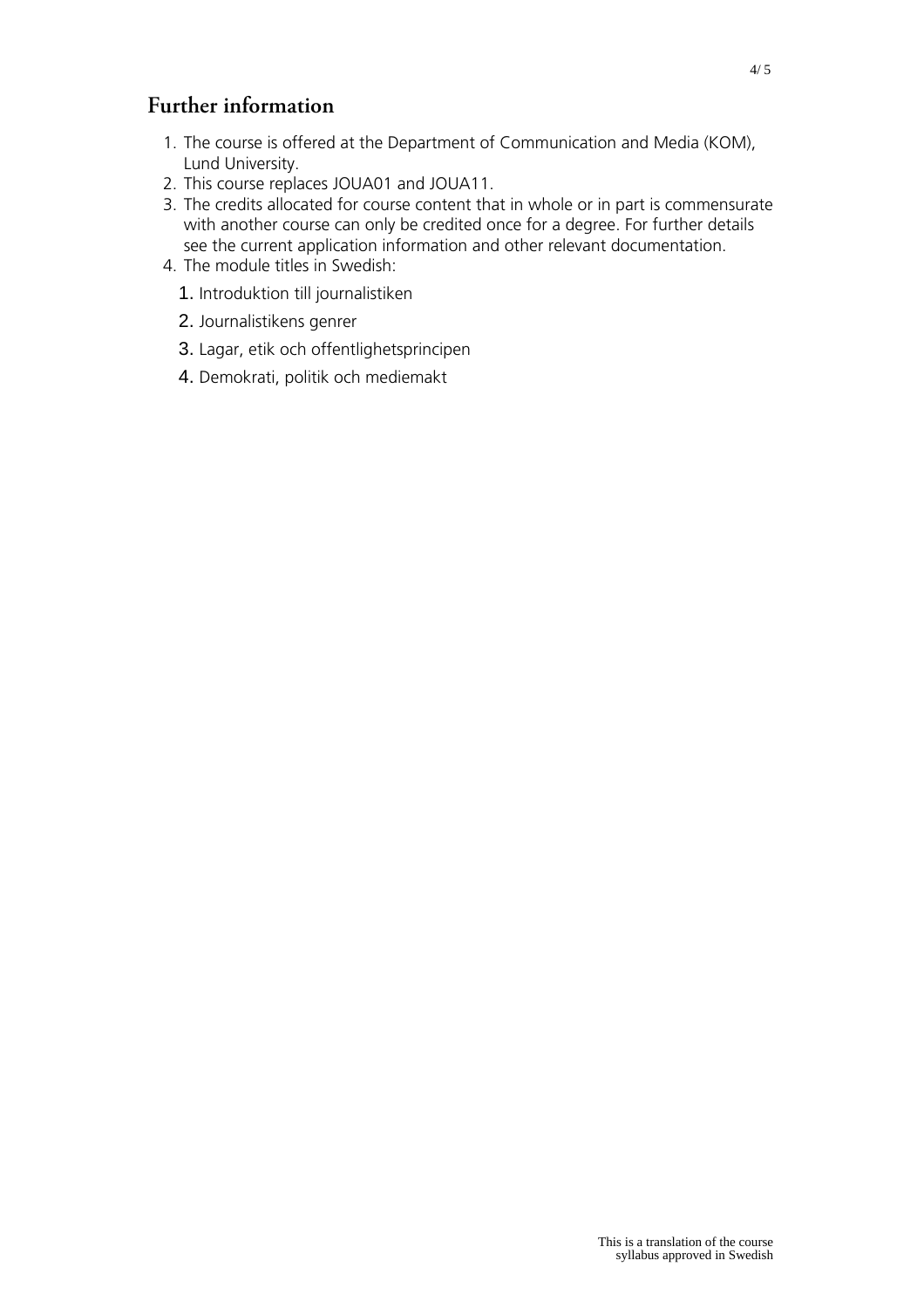## Further information

1. The course is offered at the Department of Communication and Media (KOM), Lund University.
2. This course replaces JOUA01 and JOUA11.
3. The credits allocated for course content that in whole or in part is commensurate with another course can only be credited once for a degree. For further details see the current application information and other relevant documentation.
4. The module titles in Swedish:
   1. Introduktion till journalistiken
   2. Journalistikens genrer
   3. Lagar, etik och offentlighetsprincipen
   4. Demokrati, politik och mediemakt

This is a translation of the course syllabus approved in Swedish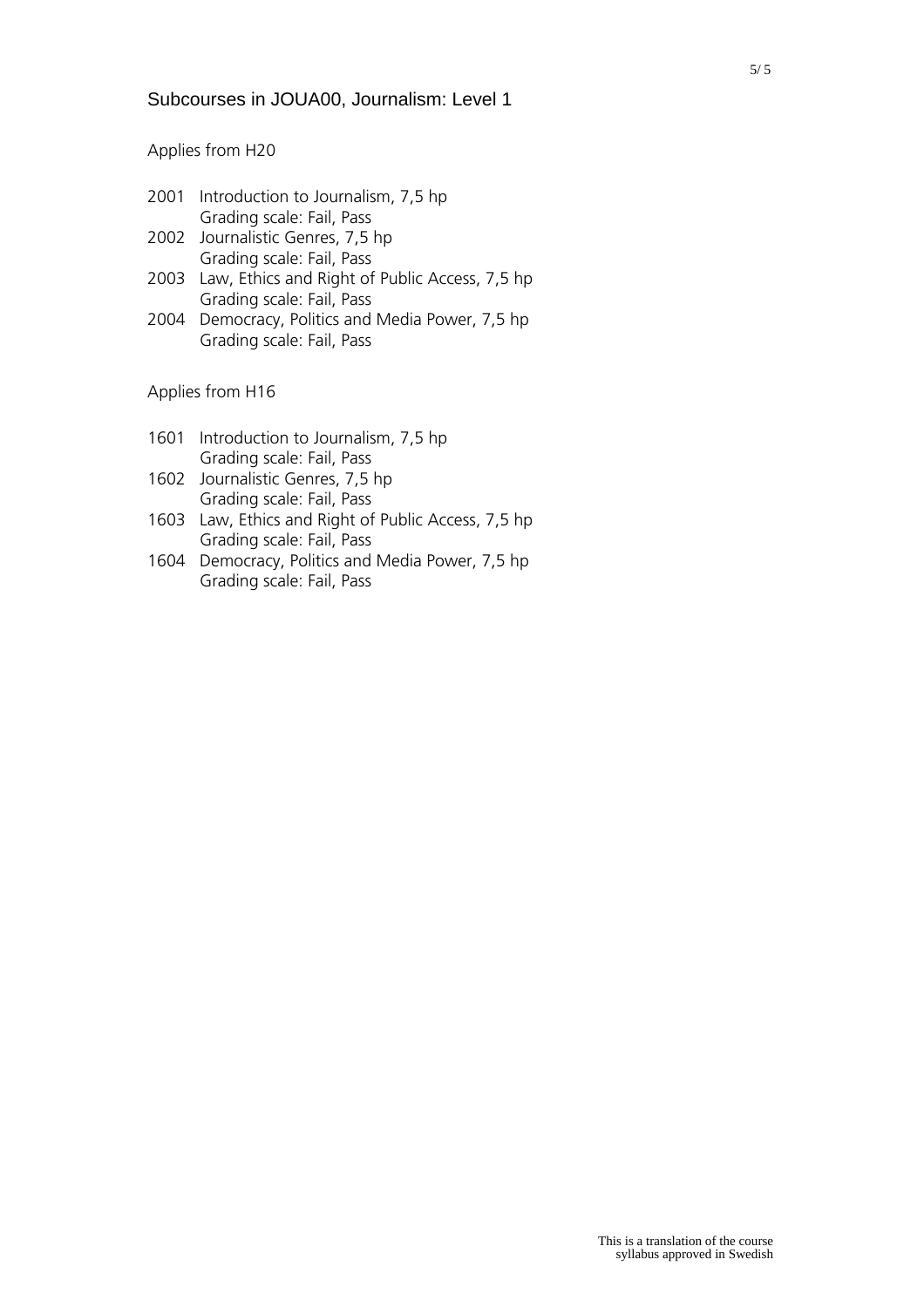## Subcourses in JOUA00, Journalism: Level 1

Applies from H20

2001 Introduction to Journalism, 7,5 hp
  Grading scale: Fail, Pass
2002 Journalistic Genres, 7,5 hp
  Grading scale: Fail, Pass
2003 Law, Ethics and Right of Public Access, 7,5 hp
  Grading scale: Fail, Pass
2004 Democracy, Politics and Media Power, 7,5 hp
  Grading scale: Fail, Pass

Applies from H16

1601 Introduction to Journalism, 7,5 hp
  Grading scale: Fail, Pass
1602 Journalistic Genres, 7,5 hp
  Grading scale: Fail, Pass
1603 Law, Ethics and Right of Public Access, 7,5 hp
  Grading scale: Fail, Pass
1604 Democracy, Politics and Media Power, 7,5 hp
  Grading scale: Fail, Pass